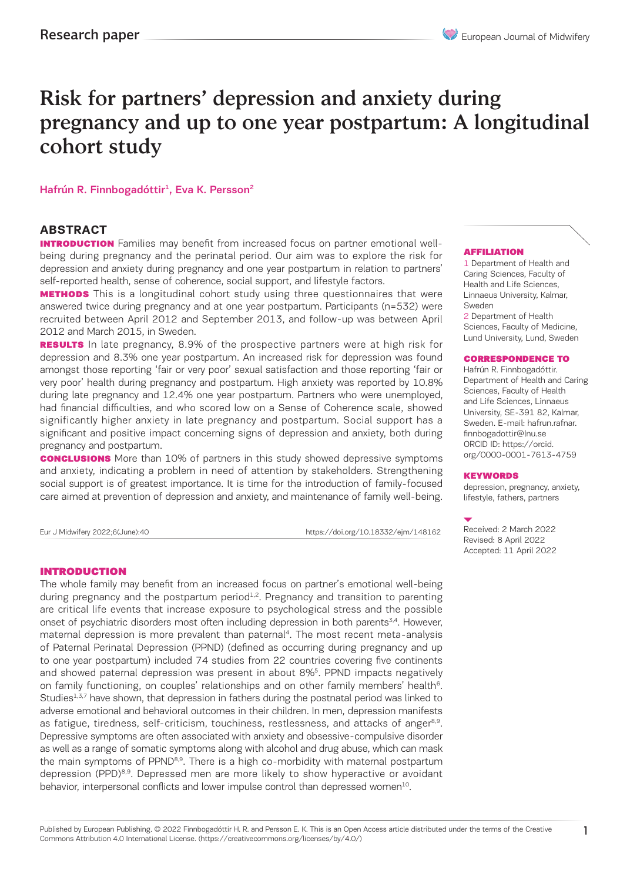Research paper

# Risk for partners' depression and anxiety during pregnancy and up to one year postpartum: A longitudinal cohort study

Hafrún R. Finnbogadóttir[1], Eva K. Persson[2]

## ABSTRACT

**INTRODUCTION** Families may benefit from increased focus on partner emotional well-being during pregnancy and the perinatal period. Our aim was to explore the risk for depression and anxiety during pregnancy and one year postpartum in relation to partners' self-reported health, sense of coherence, social support, and lifestyle factors.

**METHODS** This is a longitudinal cohort study using three questionnaires that were answered twice during pregnancy and at one year postpartum. Participants (n=532) were recruited between April 2012 and September 2013, and follow-up was between April 2012 and March 2015, in Sweden.

**RESULTS** In late pregnancy, 8.9% of the prospective partners were at high risk for depression and 8.3% one year postpartum. An increased risk for depression was found amongst those reporting 'fair or very poor' sexual satisfaction and those reporting 'fair or very poor' health during pregnancy and postpartum. High anxiety was reported by 10.8% during late pregnancy and 12.4% one year postpartum. Partners who were unemployed, had financial difficulties, and who scored low on a Sense of Coherence scale, showed significantly higher anxiety in late pregnancy and postpartum. Social support has a significant and positive impact concerning signs of depression and anxiety, both during pregnancy and postpartum.

**CONCLUSIONS** More than 10% of partners in this study showed depressive symptoms and anxiety, indicating a problem in need of attention by stakeholders. Strengthening social support is of greatest importance. It is time for the introduction of family-focused care aimed at prevention of depression and anxiety, and maintenance of family well-being.

Eur J Midwifery 2022;6(June):40 https://doi.org/10.18332/ejm/148162

**AFFILIATION**

1 Department of Health and Caring Sciences, Faculty of Health and Life Sciences, Linnaeus University, Kalmar, Sweden

2 Department of Health Sciences, Faculty of Medicine, Lund University, Lund, Sweden

**CORRESPONDENCE TO**

Hafrún R. Finnbogadóttir. Department of Health and Caring Sciences, Faculty of Health and Life Sciences, Linnaeus University, SE-391 82, Kalmar, Sweden. E-mail: hafrun.rafnar.finnbogadottir@lnu.se ORCID ID: https://orcid.org/0000-0001-7613-4759

**KEYWORDS**

depression, pregnancy, anxiety, lifestyle, fathers, partners

Received: 2 March 2022
Revised: 8 April 2022
Accepted: 11 April 2022

## INTRODUCTION

The whole family may benefit from an increased focus on partner's emotional well-being during pregnancy and the postpartum period[1,2]. Pregnancy and transition to parenting are critical life events that increase exposure to psychological stress and the possible onset of psychiatric disorders most often including depression in both parents[3,4]. However, maternal depression is more prevalent than paternal[4]. The most recent meta-analysis of Paternal Perinatal Depression (PPND) (defined as occurring during pregnancy and up to one year postpartum) included 74 studies from 22 countries covering five continents and showed paternal depression was present in about 8%[5]. PPND impacts negatively on family functioning, on couples' relationships and on other family members' health[6]. Studies[1,3,7] have shown, that depression in fathers during the postnatal period was linked to adverse emotional and behavioral outcomes in their children. In men, depression manifests as fatigue, tiredness, self-criticism, touchiness, restlessness, and attacks of anger[8,9]. Depressive symptoms are often associated with anxiety and obsessive-compulsive disorder as well as a range of somatic symptoms along with alcohol and drug abuse, which can mask the main symptoms of PPND[8,9]. There is a high co-morbidity with maternal postpartum depression (PPD)[8,9]. Depressed men are more likely to show hyperactive or avoidant behavior, interpersonal conflicts and lower impulse control than depressed women[10].

Published by European Publishing. © 2022 Finnbogadóttir H. R. and Persson E. K. This is an Open Access article distributed under the terms of the Creative Commons Attribution 4.0 International License. (https://creativecommons.org/licenses/by/4.0/)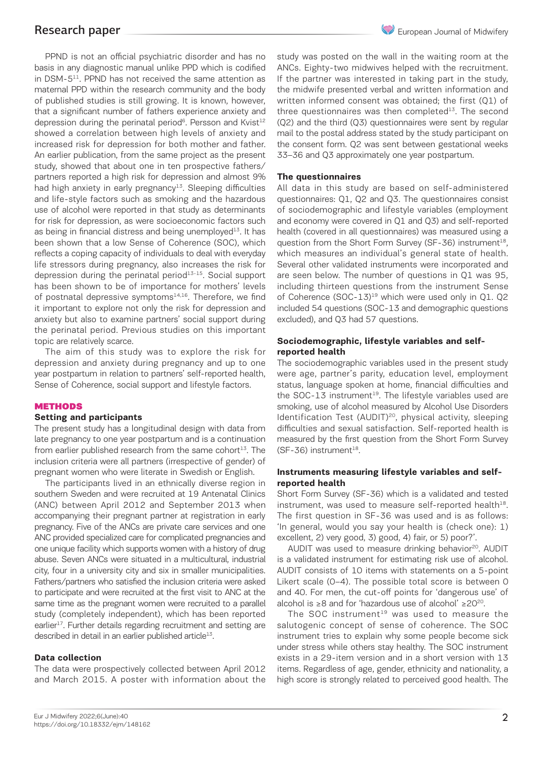PPND is not an official psychiatric disorder and has no basis in any diagnostic manual unlike PPD which is codified in DSM-5[11]. PPND has not received the same attention as maternal PPD within the research community and the body of published studies is still growing. It is known, however, that a significant number of fathers experience anxiety and depression during the perinatal period[6]. Persson and Kvist[12] showed a correlation between high levels of anxiety and increased risk for depression for both mother and father. An earlier publication, from the same project as the present study, showed that about one in ten prospective fathers/partners reported a high risk for depression and almost 9% had high anxiety in early pregnancy[13]. Sleeping difficulties and life-style factors such as smoking and the hazardous use of alcohol were reported in that study as determinants for risk for depression, as were socioeconomic factors such as being in financial distress and being unemployed[13]. It has been shown that a low Sense of Coherence (SOC), which reflects a coping capacity of individuals to deal with everyday life stressors during pregnancy, also increases the risk for depression during the perinatal period[13-15]. Social support has been shown to be of importance for mothers' levels of postnatal depressive symptoms[14,16]. Therefore, we find it important to explore not only the risk for depression and anxiety but also to examine partners' social support during the perinatal period. Previous studies on this important topic are relatively scarce.

The aim of this study was to explore the risk for depression and anxiety during pregnancy and up to one year postpartum in relation to partners' self-reported health, Sense of Coherence, social support and lifestyle factors.

## METHODS

### Setting and participants

The present study has a longitudinal design with data from late pregnancy to one year postpartum and is a continuation from earlier published research from the same cohort[13]. The inclusion criteria were all partners (irrespective of gender) of pregnant women who were literate in Swedish or English.

The participants lived in an ethnically diverse region in southern Sweden and were recruited at 19 Antenatal Clinics (ANC) between April 2012 and September 2013 when accompanying their pregnant partner at registration in early pregnancy. Five of the ANCs are private care services and one ANC provided specialized care for complicated pregnancies and one unique facility which supports women with a history of drug abuse. Seven ANCs were situated in a multicultural, industrial city, four in a university city and six in smaller municipalities. Fathers/partners who satisfied the inclusion criteria were asked to participate and were recruited at the first visit to ANC at the same time as the pregnant women were recruited to a parallel study (completely independent), which has been reported earlier[17]. Further details regarding recruitment and setting are described in detail in an earlier published article[13].

### Data collection

The data were prospectively collected between April 2012 and March 2015. A poster with information about the study was posted on the wall in the waiting room at the ANCs. Eighty-two midwives helped with the recruitment. If the partner was interested in taking part in the study, the midwife presented verbal and written information and written informed consent was obtained; the first (Q1) of three questionnaires was then completed[13]. The second (Q2) and the third (Q3) questionnaires were sent by regular mail to the postal address stated by the study participant on the consent form. Q2 was sent between gestational weeks 33–36 and Q3 approximately one year postpartum.

### The questionnaires

All data in this study are based on self-administered questionnaires: Q1, Q2 and Q3. The questionnaires consist of sociodemographic and lifestyle variables (employment and economy were covered in Q1 and Q3) and self-reported health (covered in all questionnaires) was measured using a question from the Short Form Survey (SF-36) instrument[18], which measures an individual's general state of health. Several other validated instruments were incorporated and are seen below. The number of questions in Q1 was 95, including thirteen questions from the instrument Sense of Coherence (SOC-13)[19] which were used only in Q1. Q2 included 54 questions (SOC-13 and demographic questions excluded), and Q3 had 57 questions.

### Sociodemographic, lifestyle variables and self-reported health

The sociodemographic variables used in the present study were age, partner's parity, education level, employment status, language spoken at home, financial difficulties and the SOC-13 instrument[19]. The lifestyle variables used are smoking, use of alcohol measured by Alcohol Use Disorders Identification Test (AUDIT)[20], physical activity, sleeping difficulties and sexual satisfaction. Self-reported health is measured by the first question from the Short Form Survey (SF-36) instrument[18].

### Instruments measuring lifestyle variables and self-reported health

Short Form Survey (SF-36) which is a validated and tested instrument, was used to measure self-reported health[18]. The first question in SF-36 was used and is as follows: 'In general, would you say your health is (check one): 1) excellent, 2) very good, 3) good, 4) fair, or 5) poor?'.

AUDIT was used to measure drinking behavior[20]. AUDIT is a validated instrument for estimating risk use of alcohol. AUDIT consists of 10 items with statements on a 5-point Likert scale (0–4). The possible total score is between 0 and 40. For men, the cut-off points for 'dangerous use' of alcohol is ≥8 and for 'hazardous use of alcohol' ≥20[20].

The SOC instrument[19] was used to measure the salutogenic concept of sense of coherence. The SOC instrument tries to explain why some people become sick under stress while others stay healthy. The SOC instrument exists in a 29-item version and in a short version with 13 items. Regardless of age, gender, ethnicity and nationality, a high score is strongly related to perceived good health. The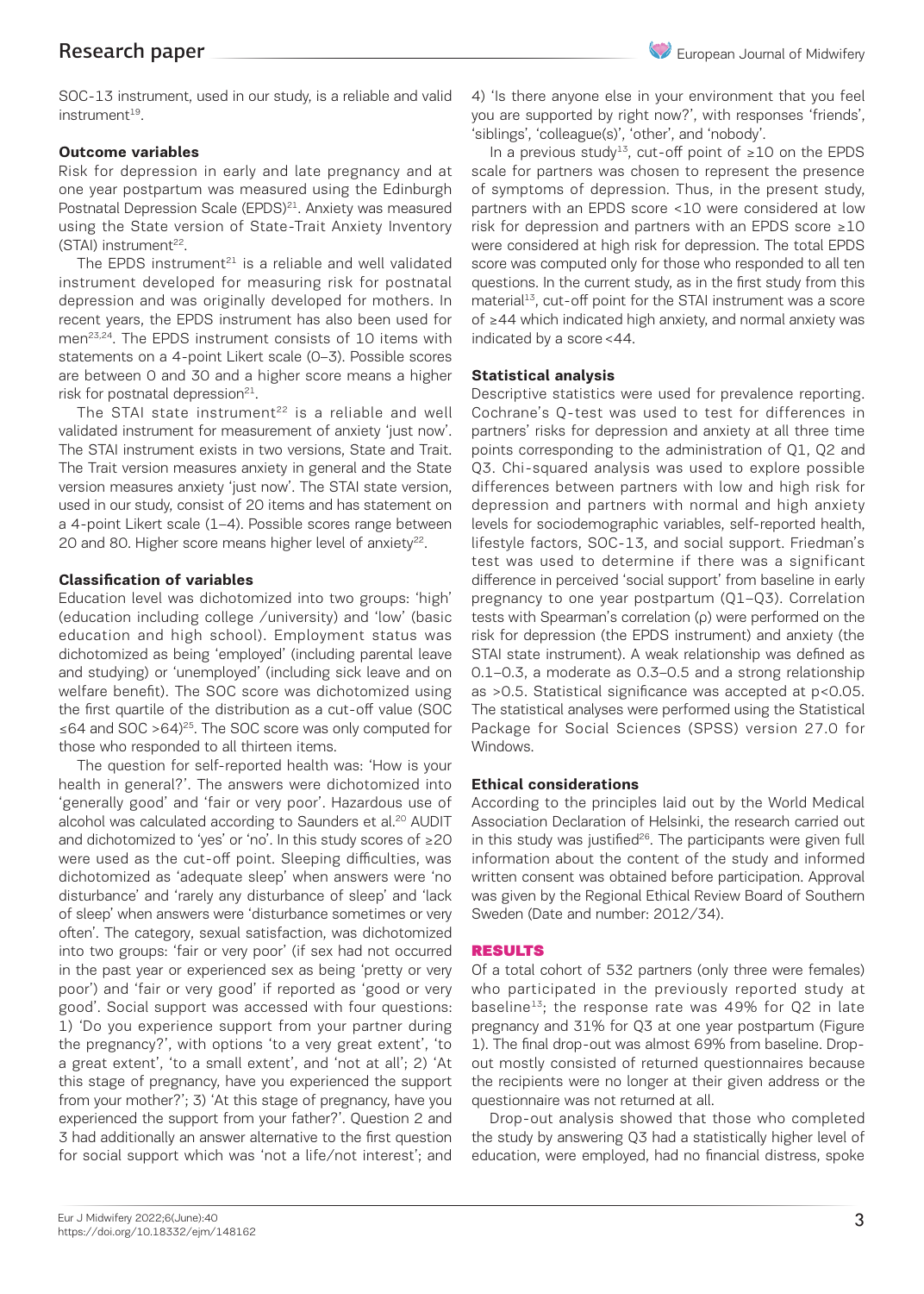SOC-13 instrument, used in our study, is a reliable and valid instrument[19].

### Outcome variables

Risk for depression in early and late pregnancy and at one year postpartum was measured using the Edinburgh Postnatal Depression Scale (EPDS)[21]. Anxiety was measured using the State version of State-Trait Anxiety Inventory (STAI) instrument[22].

The EPDS instrument[21] is a reliable and well validated instrument developed for measuring risk for postnatal depression and was originally developed for mothers. In recent years, the EPDS instrument has also been used for men[23,24]. The EPDS instrument consists of 10 items with statements on a 4-point Likert scale (0–3). Possible scores are between 0 and 30 and a higher score means a higher risk for postnatal depression[21].

The STAI state instrument[22] is a reliable and well validated instrument for measurement of anxiety 'just now'. The STAI instrument exists in two versions, State and Trait. The Trait version measures anxiety in general and the State version measures anxiety 'just now'. The STAI state version, used in our study, consist of 20 items and has statement on a 4-point Likert scale (1–4). Possible scores range between 20 and 80. Higher score means higher level of anxiety[22].

### Classification of variables

Education level was dichotomized into two groups: 'high' (education including college /university) and 'low' (basic education and high school). Employment status was dichotomized as being 'employed' (including parental leave and studying) or 'unemployed' (including sick leave and on welfare benefit). The SOC score was dichotomized using the first quartile of the distribution as a cut-off value (SOC ≤64 and SOC >64)[25]. The SOC score was only computed for those who responded to all thirteen items.

The question for self-reported health was: 'How is your health in general?'. The answers were dichotomized into 'generally good' and 'fair or very poor'. Hazardous use of alcohol was calculated according to Saunders et al.[20] AUDIT and dichotomized to 'yes' or 'no'. In this study scores of ≥20 were used as the cut-off point. Sleeping difficulties, was dichotomized as 'adequate sleep' when answers were 'no disturbance' and 'rarely any disturbance of sleep' and 'lack of sleep' when answers were 'disturbance sometimes or very often'. The category, sexual satisfaction, was dichotomized into two groups: 'fair or very poor' (if sex had not occurred in the past year or experienced sex as being 'pretty or very poor') and 'fair or very good' if reported as 'good or very good'. Social support was accessed with four questions: 1) 'Do you experience support from your partner during the pregnancy?', with options 'to a very great extent', 'to a great extent', 'to a small extent', and 'not at all'; 2) 'At this stage of pregnancy, have you experienced the support from your mother?'; 3) 'At this stage of pregnancy, have you experienced the support from your father?'. Question 2 and 3 had additionally an answer alternative to the first question for social support which was 'not a life/not interest'; and 4) 'Is there anyone else in your environment that you feel you are supported by right now?', with responses 'friends', 'siblings', 'colleague(s)', 'other', and 'nobody'.

In a previous study[13], cut-off point of ≥10 on the EPDS scale for partners was chosen to represent the presence of symptoms of depression. Thus, in the present study, partners with an EPDS score <10 were considered at low risk for depression and partners with an EPDS score ≥10 were considered at high risk for depression. The total EPDS score was computed only for those who responded to all ten questions. In the current study, as in the first study from this material[13], cut-off point for the STAI instrument was a score of ≥44 which indicated high anxiety, and normal anxiety was indicated by a score <44.

### Statistical analysis

Descriptive statistics were used for prevalence reporting. Cochrane's Q-test was used to test for differences in partners' risks for depression and anxiety at all three time points corresponding to the administration of Q1, Q2 and Q3. Chi-squared analysis was used to explore possible differences between partners with low and high risk for depression and partners with normal and high anxiety levels for sociodemographic variables, self-reported health, lifestyle factors, SOC-13, and social support. Friedman's test was used to determine if there was a significant difference in perceived 'social support' from baseline in early pregnancy to one year postpartum (Q1–Q3). Correlation tests with Spearman's correlation (ρ) were performed on the risk for depression (the EPDS instrument) and anxiety (the STAI state instrument). A weak relationship was defined as 0.1–0.3, a moderate as 0.3–0.5 and a strong relationship as >0.5. Statistical significance was accepted at $p<0.05$. The statistical analyses were performed using the Statistical Package for Social Sciences (SPSS) version 27.0 for Windows.

### Ethical considerations

According to the principles laid out by the World Medical Association Declaration of Helsinki, the research carried out in this study was justified[26]. The participants were given full information about the content of the study and informed written consent was obtained before participation. Approval was given by the Regional Ethical Review Board of Southern Sweden (Date and number: 2012/34).

## RESULTS

Of a total cohort of 532 partners (only three were females) who participated in the previously reported study at baseline[13]; the response rate was 49% for Q2 in late pregnancy and 31% for Q3 at one year postpartum (Figure 1). The final drop-out was almost 69% from baseline. Drop-out mostly consisted of returned questionnaires because the recipients were no longer at their given address or the questionnaire was not returned at all.

Drop-out analysis showed that those who completed the study by answering Q3 had a statistically higher level of education, were employed, had no financial distress, spoke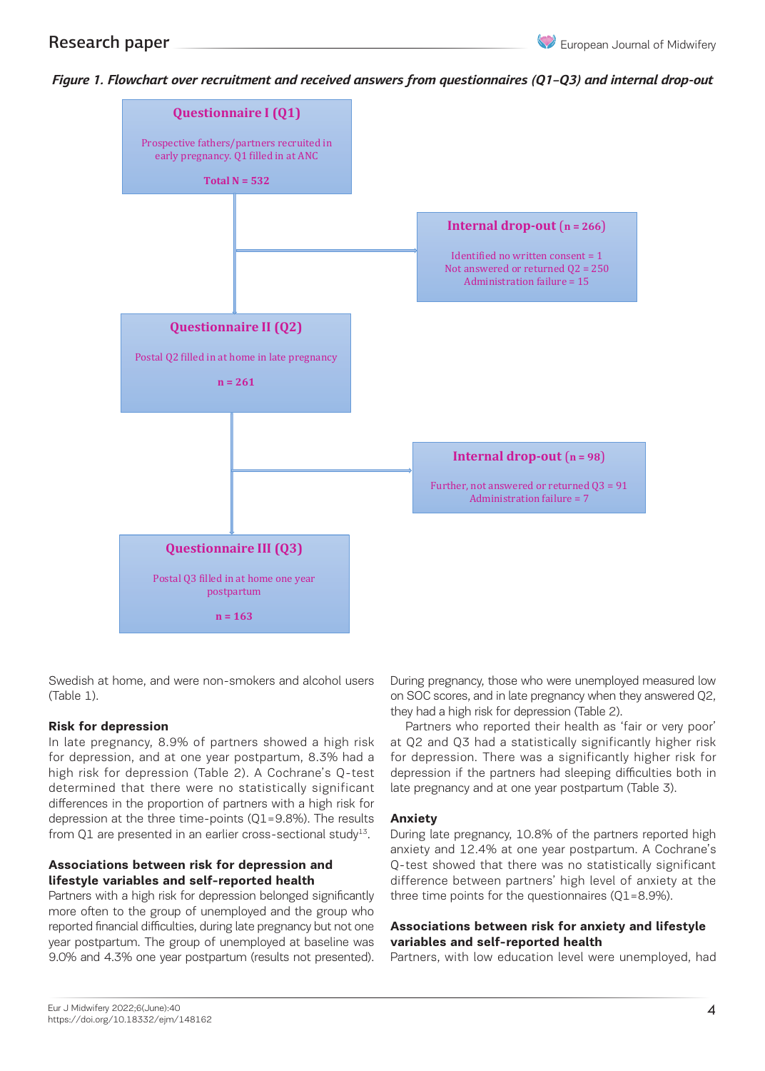*Figure 1. Flowchart over recruitment and received answers from questionnaires (Q1–Q3) and internal drop-out*

**Questionnaire I (Q1)**

Prospective fathers/partners recruited in early pregnancy. Q1 filled in at ANC

Total N = 532

**Internal drop-out** (n = 266)

Identified no written consent = 1
Not answered or returned Q2 = 250
Administration failure = 15

**Questionnaire II (Q2)**

Postal Q2 filled in at home in late pregnancy

n = 261

**Internal drop-out** (n = 98)

Further, not answered or returned Q3 = 91
Administration failure = 7

**Questionnaire III (Q3)**

Postal Q3 filled in at home one year postpartum

n = 163

Swedish at home, and were non-smokers and alcohol users (Table 1).

### Risk for depression

In late pregnancy, 8.9% of partners showed a high risk for depression, and at one year postpartum, 8.3% had a high risk for depression (Table 2). A Cochrane's Q-test determined that there were no statistically significant differences in the proportion of partners with a high risk for depression at the three time-points (Q1=9.8%). The results from Q1 are presented in an earlier cross-sectional study[13].

### Associations between risk for depression and lifestyle variables and self-reported health

Partners with a high risk for depression belonged significantly more often to the group of unemployed and the group who reported financial difficulties, during late pregnancy but not one year postpartum. The group of unemployed at baseline was 9.0% and 4.3% one year postpartum (results not presented). During pregnancy, those who were unemployed measured low on SOC scores, and in late pregnancy when they answered Q2, they had a high risk for depression (Table 2).

Partners who reported their health as 'fair or very poor' at Q2 and Q3 had a statistically significantly higher risk for depression. There was a significantly higher risk for depression if the partners had sleeping difficulties both in late pregnancy and at one year postpartum (Table 3).

### Anxiety

During late pregnancy, 10.8% of the partners reported high anxiety and 12.4% at one year postpartum. A Cochrane's Q-test showed that there was no statistically significant difference between partners' high level of anxiety at the three time points for the questionnaires (Q1=8.9%).

### Associations between risk for anxiety and lifestyle variables and self-reported health

Partners, with low education level were unemployed, had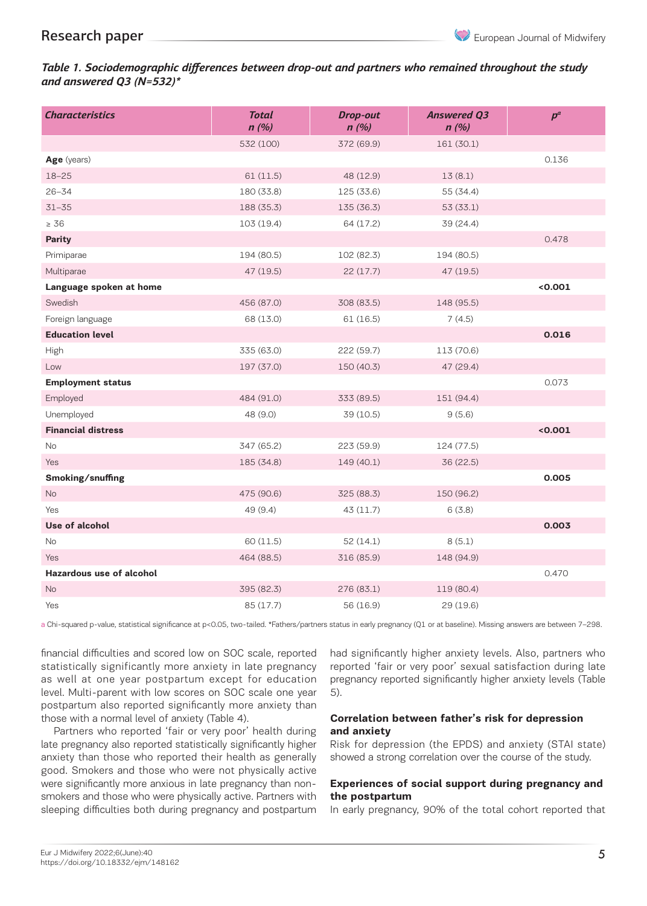*Table 1. Sociodemographic differences between drop-out and partners who remained throughout the study and answered Q3 (N=532)**

| Characteristics | Total n (%) | Drop-out n (%) | Answered Q3 n (%) | p[a] |
|---|---|---|---|---|
| | 532 (100) | 372 (69.9) | 161 (30.1) | |
| **Age** (years) | | | | 0.136 |
| 18–25 | 61 (11.5) | 48 (12.9) | 13 (8.1) | |
| 26–34 | 180 (33.8) | 125 (33.6) | 55 (34.4) | |
| 31–35 | 188 (35.3) | 135 (36.3) | 53 (33.1) | |
| ≥ 36 | 103 (19.4) | 64 (17.2) | 39 (24.4) | |
| **Parity** | | | | 0.478 |
| Primiparae | 194 (80.5) | 102 (82.3) | 194 (80.5) | |
| Multiparae | 47 (19.5) | 22 (17.7) | 47 (19.5) | |
| **Language spoken at home** | | | | **<0.001** |
| Swedish | 456 (87.0) | 308 (83.5) | 148 (95.5) | |
| Foreign language | 68 (13.0) | 61 (16.5) | 7 (4.5) | |
| **Education level** | | | | **0.016** |
| High | 335 (63.0) | 222 (59.7) | 113 (70.6) | |
| Low | 197 (37.0) | 150 (40.3) | 47 (29.4) | |
| **Employment status** | | | | 0.073 |
| Employed | 484 (91.0) | 333 (89.5) | 151 (94.4) | |
| Unemployed | 48 (9.0) | 39 (10.5) | 9 (5.6) | |
| **Financial distress** | | | | **<0.001** |
| No | 347 (65.2) | 223 (59.9) | 124 (77.5) | |
| Yes | 185 (34.8) | 149 (40.1) | 36 (22.5) | |
| **Smoking/snuffing** | | | | **0.005** |
| No | 475 (90.6) | 325 (88.3) | 150 (96.2) | |
| Yes | 49 (9.4) | 43 (11.7) | 6 (3.8) | |
| **Use of alcohol** | | | | **0.003** |
| No | 60 (11.5) | 52 (14.1) | 8 (5.1) | |
| Yes | 464 (88.5) | 316 (85.9) | 148 (94.9) | |
| **Hazardous use of alcohol** | | | | 0.470 |
| No | 395 (82.3) | 276 (83.1) | 119 (80.4) | |
| Yes | 85 (17.7) | 56 (16.9) | 29 (19.6) | |

a Chi-squared p-value, statistical significance at p<0.05, two-tailed. *Fathers/partners status in early pregnancy (Q1 or at baseline). Missing answers are between 7–298.

financial difficulties and scored low on SOC scale, reported statistically significantly more anxiety in late pregnancy as well as at one year postpartum except for education level. Multi-parent with low scores on SOC scale one year postpartum also reported significantly more anxiety than those with a normal level of anxiety (Table 4).

Partners who reported 'fair or very poor' health during late pregnancy also reported statistically significantly higher anxiety than those who reported their health as generally good. Smokers and those who were not physically active were significantly more anxious in late pregnancy than non-smokers and those who were physically active. Partners with sleeping difficulties both during pregnancy and postpartum had significantly higher anxiety levels. Also, partners who reported 'fair or very poor' sexual satisfaction during late pregnancy reported significantly higher anxiety levels (Table 5).

### Correlation between father's risk for depression and anxiety

Risk for depression (the EPDS) and anxiety (STAI state) showed a strong correlation over the course of the study.

### Experiences of social support during pregnancy and the postpartum

In early pregnancy, 90% of the total cohort reported that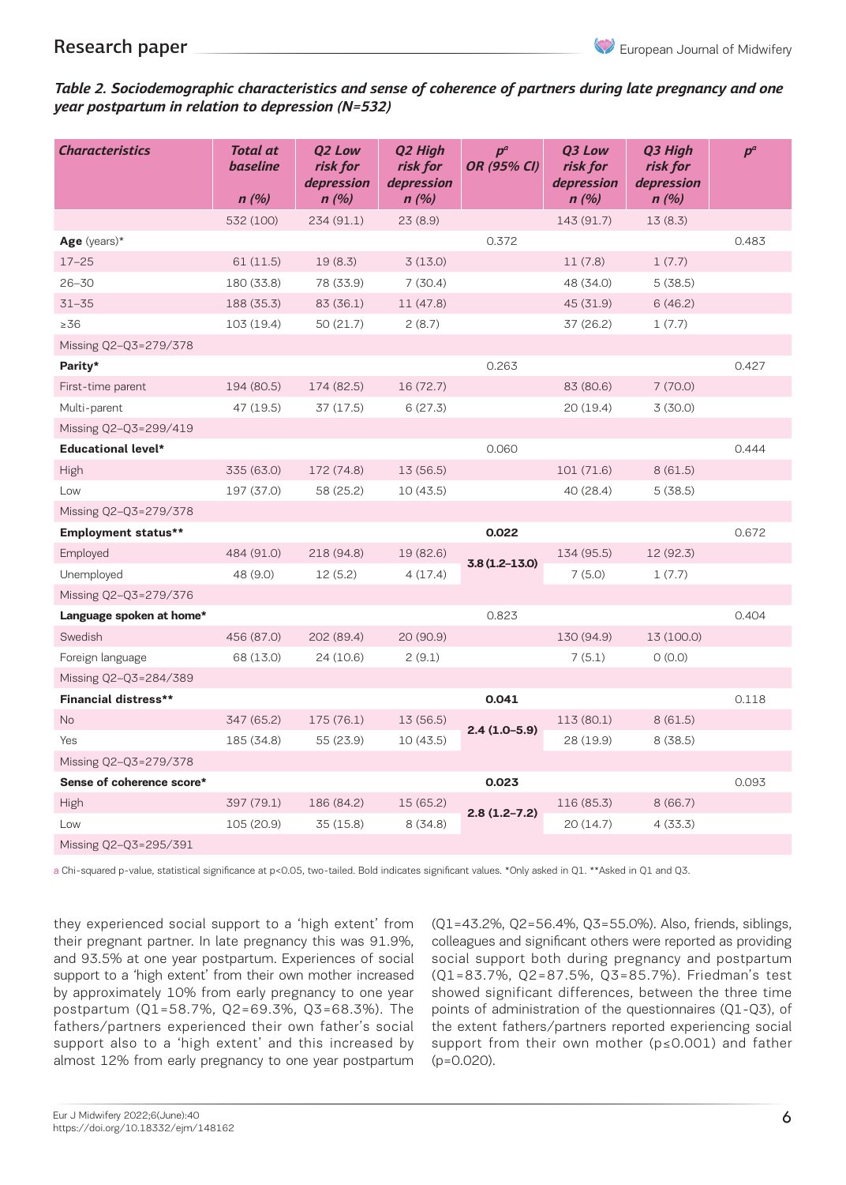*Table 2. Sociodemographic characteristics and sense of coherence of partners during late pregnancy and one year postpartum in relation to depression (N=532)*

| Characteristics | Total at baseline n (%) | Q2 Low risk for depression n (%) | Q2 High risk for depression n (%) | p[a] OR (95% CI) | Q3 Low risk for depression n (%) | Q3 High risk for depression n (%) | p[a] |
|---|---|---|---|---|---|---|---|
| | 532 (100) | 234 (91.1) | 23 (8.9) | | 143 (91.7) | 13 (8.3) | |
| **Age** (years)* | | | | 0.372 | | | 0.483 |
| 17–25 | 61 (11.5) | 19 (8.3) | 3 (13.0) | | 11 (7.8) | 1 (7.7) | |
| 26–30 | 180 (33.8) | 78 (33.9) | 7 (30.4) | | 48 (34.0) | 5 (38.5) | |
| 31–35 | 188 (35.3) | 83 (36.1) | 11 (47.8) | | 45 (31.9) | 6 (46.2) | |
| ≥36 | 103 (19.4) | 50 (21.7) | 2 (8.7) | | 37 (26.2) | 1 (7.7) | |
| Missing Q2–Q3=279/378 | | | | | | | |
| **Parity*** | | | | 0.263 | | | 0.427 |
| First-time parent | 194 (80.5) | 174 (82.5) | 16 (72.7) | | 83 (80.6) | 7 (70.0) | |
| Multi-parent | 47 (19.5) | 37 (17.5) | 6 (27.3) | | 20 (19.4) | 3 (30.0) | |
| Missing Q2–Q3=299/419 | | | | | | | |
| **Educational level*** | | | | 0.060 | | | 0.444 |
| High | 335 (63.0) | 172 (74.8) | 13 (56.5) | | 101 (71.6) | 8 (61.5) | |
| Low | 197 (37.0) | 58 (25.2) | 10 (43.5) | | 40 (28.4) | 5 (38.5) | |
| Missing Q2–Q3=279/378 | | | | | | | |
| **Employment status**** | | | | **0.022** | | | 0.672 |
| Employed | 484 (91.0) | 218 (94.8) | 19 (82.6) | **3.8 (1.2–13.0)** | 134 (95.5) | 12 (92.3) | |
| Unemployed | 48 (9.0) | 12 (5.2) | 4 (17.4) | | 7 (5.0) | 1 (7.7) | |
| Missing Q2–Q3=279/376 | | | | | | | |
| **Language spoken at home*** | | | | 0.823 | | | 0.404 |
| Swedish | 456 (87.0) | 202 (89.4) | 20 (90.9) | | 130 (94.9) | 13 (100.0) | |
| Foreign language | 68 (13.0) | 24 (10.6) | 2 (9.1) | | 7 (5.1) | 0 (0.0) | |
| Missing Q2–Q3=284/389 | | | | | | | |
| **Financial distress**** | | | | **0.041** | | | 0.118 |
| No | 347 (65.2) | 175 (76.1) | 13 (56.5) | **2.4 (1.0–5.9)** | 113 (80.1) | 8 (61.5) | |
| Yes | 185 (34.8) | 55 (23.9) | 10 (43.5) | | 28 (19.9) | 8 (38.5) | |
| Missing Q2–Q3=279/378 | | | | | | | |
| **Sense of coherence score*** | | | | **0.023** | | | 0.093 |
| High | 397 (79.1) | 186 (84.2) | 15 (65.2) | **2.8 (1.2–7.2)** | 116 (85.3) | 8 (66.7) | |
| Low | 105 (20.9) | 35 (15.8) | 8 (34.8) | | 20 (14.7) | 4 (33.3) | |
| Missing Q2–Q3=295/391 | | | | | | | |

a Chi-squared p-value, statistical significance at p<0.05, two-tailed. Bold indicates significant values. *Only asked in Q1. **Asked in Q1 and Q3.

they experienced social support to a 'high extent' from their pregnant partner. In late pregnancy this was 91.9%, and 93.5% at one year postpartum. Experiences of social support to a 'high extent' from their own mother increased by approximately 10% from early pregnancy to one year postpartum (Q1=58.7%, Q2=69.3%, Q3=68.3%). The fathers/partners experienced their own father's social support also to a 'high extent' and this increased by almost 12% from early pregnancy to one year postpartum (Q1=43.2%, Q2=56.4%, Q3=55.0%). Also, friends, siblings, colleagues and significant others were reported as providing social support both during pregnancy and postpartum (Q1=83.7%, Q2=87.5%, Q3=85.7%). Friedman's test showed significant differences, between the three time points of administration of the questionnaires (Q1-Q3), of the extent fathers/partners reported experiencing social support from their own mother ($p \leq 0.001$) and father ($p=0.020$).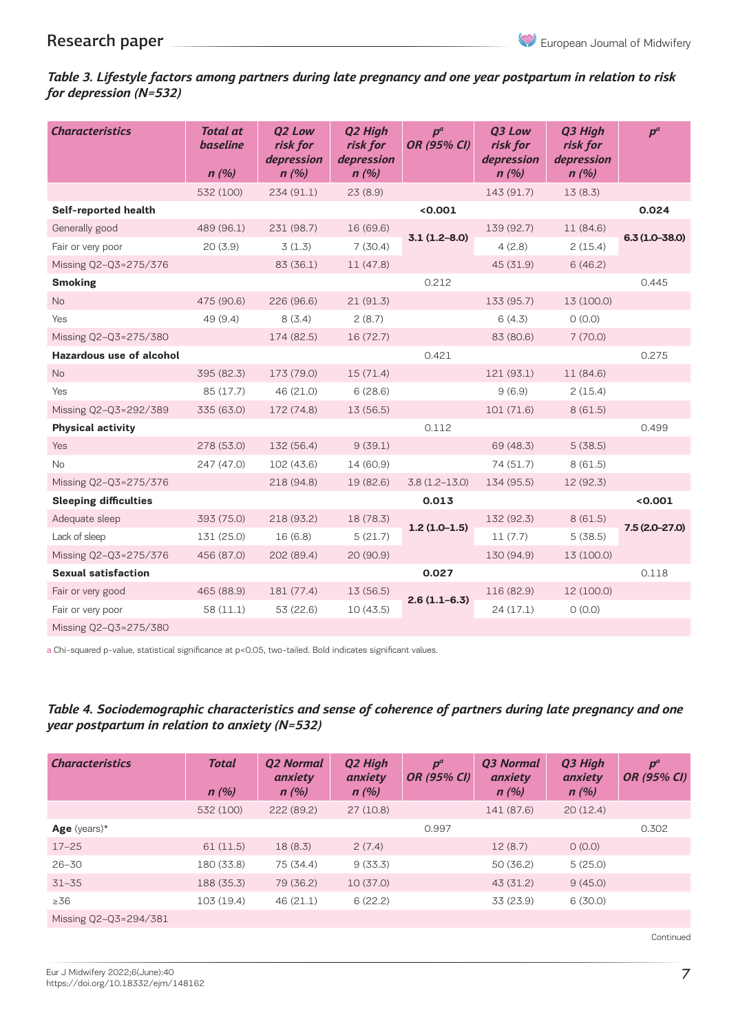*Table 3. Lifestyle factors among partners during late pregnancy and one year postpartum in relation to risk for depression (N=532)*

| *Characteristics* | *Total at baseline n (%)* | *Q2 Low risk for depression n (%)* | *Q2 High risk for depression n (%)* | *p[a] OR (95% CI)* | *Q3 Low risk for depression n (%)* | *Q3 High risk for depression n (%)* | *p[a]* |
|---|---|---|---|---|---|---|---|
| | 532 (100) | 234 (91.1) | 23 (8.9) | | 143 (91.7) | 13 (8.3) | |
| **Self-reported health** | | | | **<0.001** | | | **0.024** |
| Generally good | 489 (96.1) | 231 (98.7) | 16 (69.6) | **3.1 (1.2–8.0)** | 139 (92.7) | 11 (84.6) | **6.3 (1.0–38.0)** |
| Fair or very poor | 20 (3.9) | 3 (1.3) | 7 (30.4) | | 4 (2.8) | 2 (15.4) | |
| Missing Q2–Q3=275/376 | | 83 (36.1) | 11 (47.8) | | 45 (31.9) | 6 (46.2) | |
| **Smoking** | | | | 0.212 | | | 0.445 |
| No | 475 (90.6) | 226 (96.6) | 21 (91.3) | | 133 (95.7) | 13 (100.0) | |
| Yes | 49 (9.4) | 8 (3.4) | 2 (8.7) | | 6 (4.3) | 0 (0.0) | |
| Missing Q2–Q3=275/380 | | 174 (82.5) | 16 (72.7) | | 83 (80.6) | 7 (70.0) | |
| **Hazardous use of alcohol** | | | | 0.421 | | | 0.275 |
| No | 395 (82.3) | 173 (79.0) | 15 (71.4) | | 121 (93.1) | 11 (84.6) | |
| Yes | 85 (17.7) | 46 (21.0) | 6 (28.6) | | 9 (6.9) | 2 (15.4) | |
| Missing Q2–Q3=292/389 | 335 (63.0) | 172 (74.8) | 13 (56.5) | | 101 (71.6) | 8 (61.5) | |
| **Physical activity** | | | | 0.112 | | | 0.499 |
| Yes | 278 (53.0) | 132 (56.4) | 9 (39.1) | | 69 (48.3) | 5 (38.5) | |
| No | 247 (47.0) | 102 (43.6) | 14 (60.9) | | 74 (51.7) | 8 (61.5) | |
| Missing Q2–Q3=275/376 | | 218 (94.8) | 19 (82.6) | 3.8 (1.2–13.0) | 134 (95.5) | 12 (92.3) | |
| **Sleeping difficulties** | | | | **0.013** | | | **<0.001** |
| Adequate sleep | 393 (75.0) | 218 (93.2) | 18 (78.3) | **1.2 (1.0–1.5)** | 132 (92.3) | 8 (61.5) | **7.5 (2.0–27.0)** |
| Lack of sleep | 131 (25.0) | 16 (6.8) | 5 (21.7) | | 11 (7.7) | 5 (38.5) | |
| Missing Q2–Q3=275/376 | 456 (87.0) | 202 (89.4) | 20 (90.9) | | 130 (94.9) | 13 (100.0) | |
| **Sexual satisfaction** | | | | **0.027** | | | 0.118 |
| Fair or very good | 465 (88.9) | 181 (77.4) | 13 (56.5) | **2.6 (1.1–6.3)** | 116 (82.9) | 12 (100.0) | |
| Fair or very poor | 58 (11.1) | 53 (22.6) | 10 (43.5) | | 24 (17.1) | 0 (0.0) | |
| Missing Q2–Q3=275/380 | | | | | | | |

a Chi-squared p-value, statistical significance at p<0.05, two-tailed. Bold indicates significant values.

*Table 4. Sociodemographic characteristics and sense of coherence of partners during late pregnancy and one year postpartum in relation to anxiety (N=532)*

| *Characteristics* | *Total n (%)* | *Q2 Normal anxiety n (%)* | *Q2 High anxiety n (%)* | *p[a] OR (95% CI)* | *Q3 Normal anxiety n (%)* | *Q3 High anxiety n (%)* | *p[a] OR (95% CI)* |
|---|---|---|---|---|---|---|---|
| | 532 (100) | 222 (89.2) | 27 (10.8) | | 141 (87.6) | 20 (12.4) | |
| **Age** (years)* | | | | 0.997 | | | 0.302 |
| 17–25 | 61 (11.5) | 18 (8.3) | 2 (7.4) | | 12 (8.7) | 0 (0.0) | |
| 26–30 | 180 (33.8) | 75 (34.4) | 9 (33.3) | | 50 (36.2) | 5 (25.0) | |
| 31–35 | 188 (35.3) | 79 (36.2) | 10 (37.0) | | 43 (31.2) | 9 (45.0) | |
| ≥36 | 103 (19.4) | 46 (21.1) | 6 (22.2) | | 33 (23.9) | 6 (30.0) | |
| Missing Q2–Q3=294/381 | | | | | | | |

Continued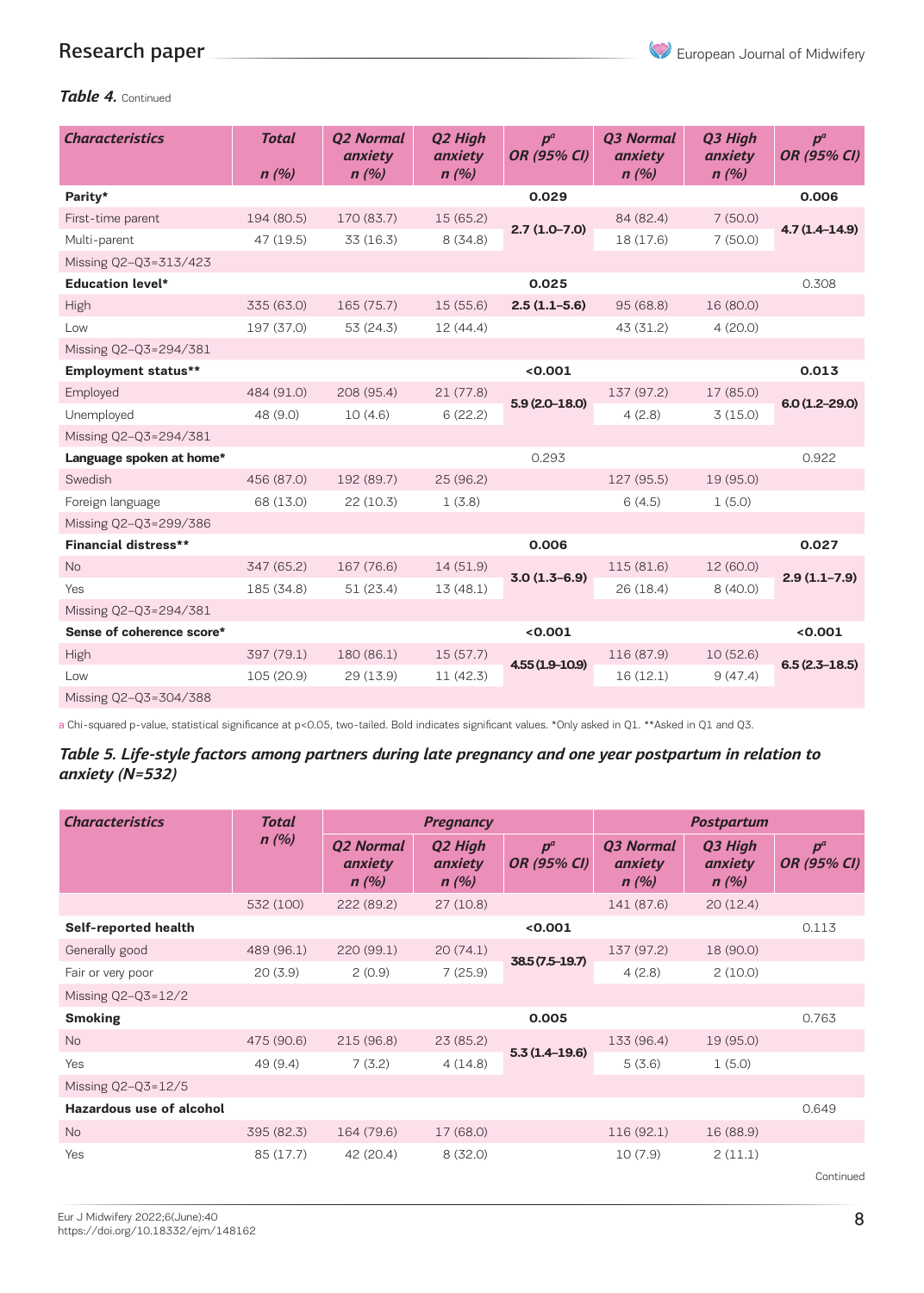*Table 4.* Continued

| Characteristics | Total n (%) | Q2 Normal anxiety n (%) | Q2 High anxiety n (%) | $p^a$ OR (95% CI) | Q3 Normal anxiety n (%) | Q3 High anxiety n (%) | $p^a$ OR (95% CI) |
|---|---|---|---|---|---|---|---|
| **Parity*** | | | | **0.029** | | | **0.006** |
| First-time parent | 194 (80.5) | 170 (83.7) | 15 (65.2) | **2.7 (1.0–7.0)** | 84 (82.4) | 7 (50.0) | **4.7 (1.4–14.9)** |
| Multi-parent | 47 (19.5) | 33 (16.3) | 8 (34.8) | | 18 (17.6) | 7 (50.0) | |
| Missing Q2–Q3=313/423 | | | | | | | |
| **Education level*** | | | | **0.025** | | | 0.308 |
| High | 335 (63.0) | 165 (75.7) | 15 (55.6) | **2.5 (1.1–5.6)** | 95 (68.8) | 16 (80.0) | |
| Low | 197 (37.0) | 53 (24.3) | 12 (44.4) | | 43 (31.2) | 4 (20.0) | |
| Missing Q2–Q3=294/381 | | | | | | | |
| **Employment status**** | | | | **<0.001** | | | **0.013** |
| Employed | 484 (91.0) | 208 (95.4) | 21 (77.8) | **5.9 (2.0–18.0)** | 137 (97.2) | 17 (85.0) | **6.0 (1.2–29.0)** |
| Unemployed | 48 (9.0) | 10 (4.6) | 6 (22.2) | | 4 (2.8) | 3 (15.0) | |
| Missing Q2–Q3=294/381 | | | | | | | |
| **Language spoken at home*** | | | | 0.293 | | | 0.922 |
| Swedish | 456 (87.0) | 192 (89.7) | 25 (96.2) | | 127 (95.5) | 19 (95.0) | |
| Foreign language | 68 (13.0) | 22 (10.3) | 1 (3.8) | | 6 (4.5) | 1 (5.0) | |
| Missing Q2–Q3=299/386 | | | | | | | |
| **Financial distress**** | | | | **0.006** | | | **0.027** |
| No | 347 (65.2) | 167 (76.6) | 14 (51.9) | **3.0 (1.3–6.9)** | 115 (81.6) | 12 (60.0) | **2.9 (1.1–7.9)** |
| Yes | 185 (34.8) | 51 (23.4) | 13 (48.1) | | 26 (18.4) | 8 (40.0) | |
| Missing Q2–Q3=294/381 | | | | | | | |
| **Sense of coherence score*** | | | | **<0.001** | | | **<0.001** |
| High | 397 (79.1) | 180 (86.1) | 15 (57.7) | **4.55 (1.9–10.9)** | 116 (87.9) | 10 (52.6) | **6.5 (2.3–18.5)** |
| Low | 105 (20.9) | 29 (13.9) | 11 (42.3) | | 16 (12.1) | 9 (47.4) | |
| Missing Q2–Q3=304/388 | | | | | | | |

a Chi-squared p-value, statistical significance at p<0.05, two-tailed. Bold indicates significant values. *Only asked in Q1. **Asked in Q1 and Q3.

***Table 5. Life-style factors among partners during late pregnancy and one year postpartum in relation to anxiety (N=532)***

| Characteristics | Total n (%) | Pregnancy | | | Postpartum | | |
|---|---|---|---|---|---|---|---|
| | | Q2 Normal anxiety n (%) | Q2 High anxiety n (%) | $p^a$ OR (95% CI) | Q3 Normal anxiety n (%) | Q3 High anxiety n (%) | $p^a$ OR (95% CI) |
| | 532 (100) | 222 (89.2) | 27 (10.8) | | 141 (87.6) | 20 (12.4) | |
| **Self-reported health** | | | | **<0.001** | | | 0.113 |
| Generally good | 489 (96.1) | 220 (99.1) | 20 (74.1) | **38.5 (7.5–19.7)** | 137 (97.2) | 18 (90.0) | |
| Fair or very poor | 20 (3.9) | 2 (0.9) | 7 (25.9) | | 4 (2.8) | 2 (10.0) | |
| Missing Q2–Q3=12/2 | | | | | | | |
| **Smoking** | | | | **0.005** | | | 0.763 |
| No | 475 (90.6) | 215 (96.8) | 23 (85.2) | **5.3 (1.4–19.6)** | 133 (96.4) | 19 (95.0) | |
| Yes | 49 (9.4) | 7 (3.2) | 4 (14.8) | | 5 (3.6) | 1 (5.0) | |
| Missing Q2–Q3=12/5 | | | | | | | |
| **Hazardous use of alcohol** | | | | | | | 0.649 |
| No | 395 (82.3) | 164 (79.6) | 17 (68.0) | | 116 (92.1) | 16 (88.9) | |
| Yes | 85 (17.7) | 42 (20.4) | 8 (32.0) | | 10 (7.9) | 2 (11.1) | |

Continued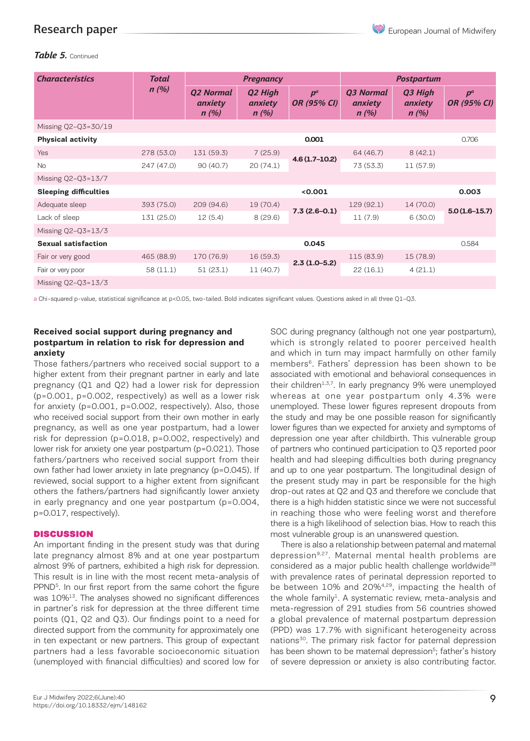*Table 5.* Continued

| *Characteristics* | *Total n (%)* | *Pregnancy* | | | *Postpartum* | | |
|---|---|---|---|---|---|---|---|
| | | *Q2 Normal anxiety n (%)* | *Q2 High anxiety n (%)* | *p[a] OR (95% CI)* | *Q3 Normal anxiety n (%)* | *Q3 High anxiety n (%)* | *p[a] OR (95% CI)* |
| Missing Q2–Q3=30/19 | | | | | | | |
| **Physical activity** | | | | **0.001** | | | 0.706 |
| Yes | 278 (53.0) | 131 (59.3) | 7 (25.9) | **4.6 (1.7–10.2)** | 64 (46.7) | 8 (42.1) | |
| No | 247 (47.0) | 90 (40.7) | 20 (74.1) | | 73 (53.3) | 11 (57.9) | |
| Missing Q2–Q3=13/7 | | | | | | | |
| **Sleeping difficulties** | | | | **<0.001** | | | **0.003** |
| Adequate sleep | 393 (75.0) | 209 (94.6) | 19 (70.4) | **7.3 (2.6–0.1)** | 129 (92.1) | 14 (70.0) | **5.0 (1.6–15.7)** |
| Lack of sleep | 131 (25.0) | 12 (5.4) | 8 (29.6) | | 11 (7.9) | 6 (30.0) | |
| Missing Q2–Q3=13/3 | | | | | | | |
| **Sexual satisfaction** | | | | **0.045** | | | 0.584 |
| Fair or very good | 465 (88.9) | 170 (76.9) | 16 (59.3) | **2.3 (1.0–5.2)** | 115 (83.9) | 15 (78.9) | |
| Fair or very poor | 58 (11.1) | 51 (23.1) | 11 (40.7) | | 22 (16.1) | 4 (21.1) | |
| Missing Q2–Q3=13/3 | | | | | | | |

a Chi-squared p-value, statistical significance at p<0.05, two-tailed. Bold indicates significant values. Questions asked in all three Q1–Q3.

### Received social support during pregnancy and postpartum in relation to risk for depression and anxiety

Those fathers/partners who received social support to a higher extent from their pregnant partner in early and late pregnancy (Q1 and Q2) had a lower risk for depression (p=0.001, p=0.002, respectively) as well as a lower risk for anxiety (p=0.001, p=0.002, respectively). Also, those who received social support from their own mother in early pregnancy, as well as one year postpartum, had a lower risk for depression (p=0.018, p=0.002, respectively) and lower risk for anxiety one year postpartum (p=0.021). Those fathers/partners who received social support from their own father had lower anxiety in late pregnancy (p=0.045). If reviewed, social support to a higher extent from significant others the fathers/partners had significantly lower anxiety in early pregnancy and one year postpartum (p=0.004, p=0.017, respectively).

## DISCUSSION

An important finding in the present study was that during late pregnancy almost 8% and at one year postpartum almost 9% of partners, exhibited a high risk for depression. This result is in line with the most recent meta-analysis of PPND[5]. In our first report from the same cohort the figure was 10%[13]. The analyses showed no significant differences in partner's risk for depression at the three different time points (Q1, Q2 and Q3). Our findings point to a need for directed support from the community for approximately one in ten expectant or new partners. This group of expectant partners had a less favorable socioeconomic situation (unemployed with financial difficulties) and scored low for SOC during pregnancy (although not one year postpartum), which is strongly related to poorer perceived health and which in turn may impact harmfully on other family members[6]. Fathers' depression has been shown to be associated with emotional and behavioral consequences in their children[1,3,7]. In early pregnancy 9% were unemployed whereas at one year postpartum only 4.3% were unemployed. These lower figures represent dropouts from the study and may be one possible reason for significantly lower figures than we expected for anxiety and symptoms of depression one year after childbirth. This vulnerable group of partners who continued participation to Q3 reported poor health and had sleeping difficulties both during pregnancy and up to one year postpartum. The longitudinal design of the present study may in part be responsible for the high drop-out rates at Q2 and Q3 and therefore we conclude that there is a high hidden statistic since we were not successful in reaching those who were feeling worst and therefore there is a high likelihood of selection bias. How to reach this most vulnerable group is an unanswered question.

There is also a relationship between paternal and maternal depression[9,27]. Maternal mental health problems are considered as a major public health challenge worldwide[28] with prevalence rates of perinatal depression reported to be between 10% and 20%[4,29], impacting the health of the whole family[1]. A systematic review, meta-analysis and meta-regression of 291 studies from 56 countries showed a global prevalence of maternal postpartum depression (PPD) was 17.7% with significant heterogeneity across nations[30]. The primary risk factor for paternal depression has been shown to be maternal depression[5]; father's history of severe depression or anxiety is also contributing factor.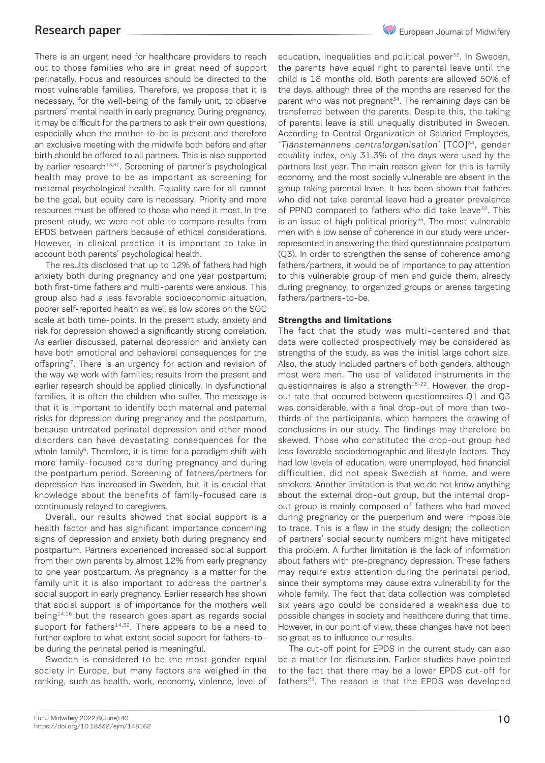There is an urgent need for healthcare providers to reach out to those families who are in great need of support perinatally. Focus and resources should be directed to the most vulnerable families. Therefore, we propose that it is necessary, for the well-being of the family unit, to observe partners' mental health in early pregnancy. During pregnancy, it may be difficult for the partners to ask their own questions, especially when the mother-to-be is present and therefore an exclusive meeting with the midwife both before and after birth should be offered to all partners. This is also supported by earlier research[13,31]. Screening of partner's psychological health may prove to be as important as screening for maternal psychological health. Equality care for all cannot be the goal, but equity care is necessary. Priority and more resources must be offered to those who need it most. In the present study, we were not able to compare results from EPDS between partners because of ethical considerations. However, in clinical practice it is important to take in account both parents' psychological health.

The results disclosed that up to 12% of fathers had high anxiety both during pregnancy and one year postpartum; both first-time fathers and multi-parents were anxious. This group also had a less favorable socioeconomic situation, poorer self-reported health as well as low scores on the SOC scale at both time-points. In the present study, anxiety and risk for depression showed a significantly strong correlation. As earlier discussed, paternal depression and anxiety can have both emotional and behavioral consequences for the offspring[7]. There is an urgency for action and revision of the way we work with families; results from the present and earlier research should be applied clinically. In dysfunctional families, it is often the children who suffer. The message is that it is important to identify both maternal and paternal risks for depression during pregnancy and the postpartum, because untreated perinatal depression and other mood disorders can have devastating consequences for the whole family[6]. Therefore, it is time for a paradigm shift with more family-focused care during pregnancy and during the postpartum period. Screening of fathers/partners for depression has increased in Sweden, but it is crucial that knowledge about the benefits of family-focused care is continuously relayed to caregivers.

Overall, our results showed that social support is a health factor and has significant importance concerning signs of depression and anxiety both during pregnancy and postpartum. Partners experienced increased social support from their own parents by almost 12% from early pregnancy to one year postpartum. As pregnancy is a matter for the family unit it is also important to address the partner's social support in early pregnancy. Earlier research has shown that social support is of importance for the mothers well being[14,16] but the research goes apart as regards social support for fathers[14,32]. There appears to be a need to further explore to what extent social support for fathers-to-be during the perinatal period is meaningful.

Sweden is considered to be the most gender-equal society in Europe, but many factors are weighed in the ranking, such as health, work, economy, violence, level of education, inequalities and political power[33]. In Sweden, the parents have equal right to parental leave until the child is 18 months old. Both parents are allowed 50% of the days, although three of the months are reserved for the parent who was not pregnant[34]. The remaining days can be transferred between the parents. Despite this, the taking of parental leave is still unequally distributed in Sweden. According to Central Organization of Salaried Employees, '*Tjänstemännens centralorganisation*' [TCO][34], gender equality index, only 31.3% of the days were used by the partners last year. The main reason given for this is family economy, and the most socially vulnerable are absent in the group taking parental leave. It has been shown that fathers who did not take parental leave had a greater prevalence of PPND compared to fathers who did take leave[32]. This is an issue of high political priority[35]. The most vulnerable men with a low sense of coherence in our study were under-represented in answering the third questionnaire postpartum (Q3). In order to strengthen the sense of coherence among fathers/partners, it would be of importance to pay attention to this vulnerable group of men and guide them, already during pregnancy, to organized groups or arenas targeting fathers/partners-to-be.

**Strengths and limitations**

The fact that the study was multi-centered and that data were collected prospectively may be considered as strengths of the study, as was the initial large cohort size. Also, the study included partners of both genders, although most were men. The use of validated instruments in the questionnaires is also a strength[18-22]. However, the drop-out rate that occurred between questionnaires Q1 and Q3 was considerable, with a final drop-out of more than two-thirds of the participants, which hampers the drawing of conclusions in our study. The findings may therefore be skewed. Those who constituted the drop-out group had less favorable sociodemographic and lifestyle factors. They had low levels of education, were unemployed, had financial difficulties, did not speak Swedish at home, and were smokers. Another limitation is that we do not know anything about the external drop-out group, but the internal drop-out group is mainly composed of fathers who had moved during pregnancy or the puerperium and were impossible to trace. This is a flaw in the study design; the collection of partners' social security numbers might have mitigated this problem. A further limitation is the lack of information about fathers with pre-pregnancy depression. These fathers may require extra attention during the perinatal period, since their symptoms may cause extra vulnerability for the whole family. The fact that data collection was completed six years ago could be considered a weakness due to possible changes in society and healthcare during that time. However, in our point of view, these changes have not been so great as to influence our results.

The cut-off point for EPDS in the current study can also be a matter for discussion. Earlier studies have pointed to the fact that there may be a lower EPDS cut-off for fathers[23]. The reason is that the EPDS was developed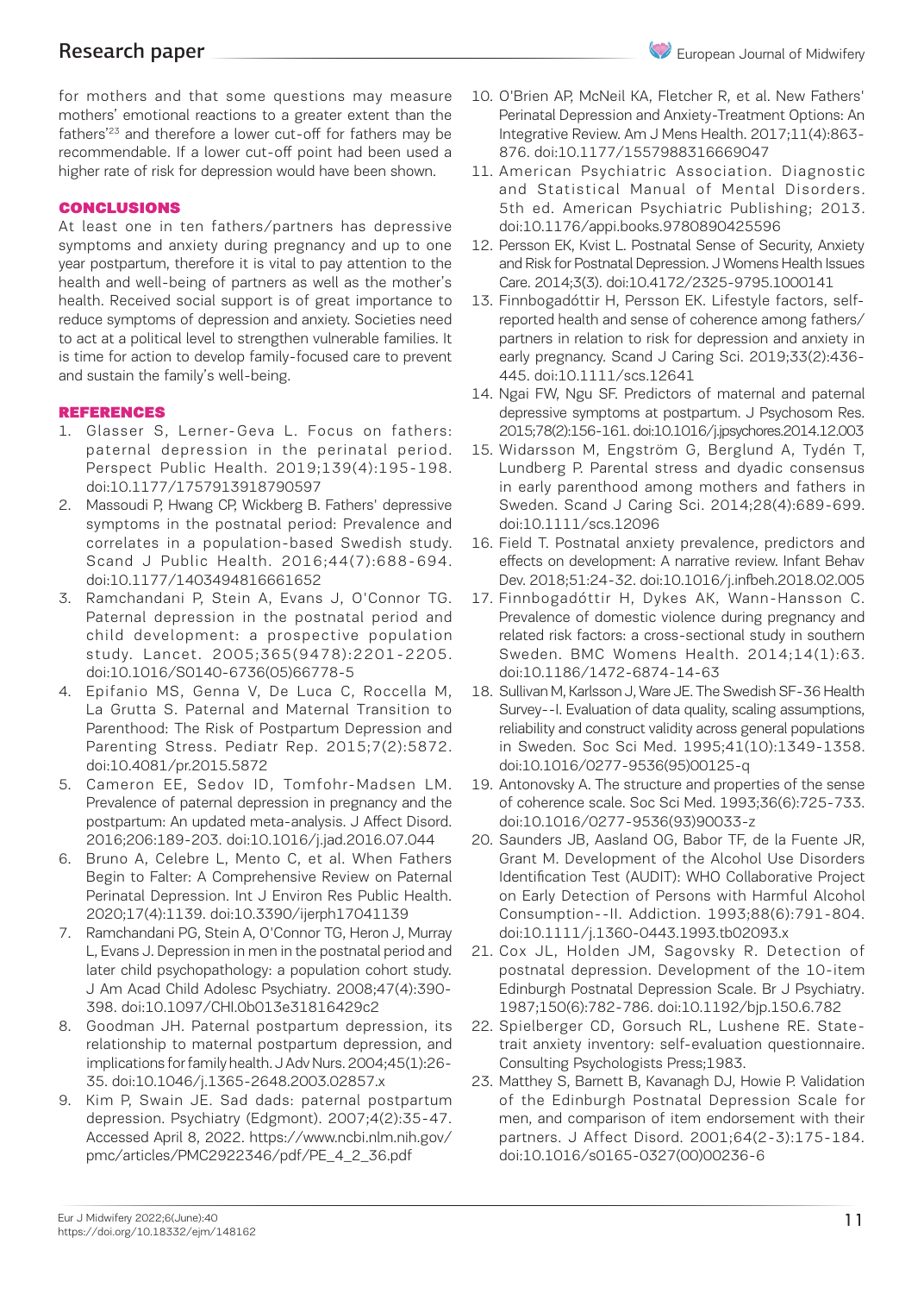for mothers and that some questions may measure mothers' emotional reactions to a greater extent than the fathers'[23] and therefore a lower cut-off for fathers may be recommendable. If a lower cut-off point had been used a higher rate of risk for depression would have been shown.

## CONCLUSIONS

At least one in ten fathers/partners has depressive symptoms and anxiety during pregnancy and up to one year postpartum, therefore it is vital to pay attention to the health and well-being of partners as well as the mother's health. Received social support is of great importance to reduce symptoms of depression and anxiety. Societies need to act at a political level to strengthen vulnerable families. It is time for action to develop family-focused care to prevent and sustain the family's well-being.

## REFERENCES

1. Glasser S, Lerner-Geva L. Focus on fathers: paternal depression in the perinatal period. Perspect Public Health. 2019;139(4):195-198. doi:10.1177/1757913918790597
2. Massoudi P, Hwang CP, Wickberg B. Fathers' depressive symptoms in the postnatal period: Prevalence and correlates in a population-based Swedish study. Scand J Public Health. 2016;44(7):688-694. doi:10.1177/1403494816661652
3. Ramchandani P, Stein A, Evans J, O'Connor TG. Paternal depression in the postnatal period and child development: a prospective population study. Lancet. 2005;365(9478):2201-2205. doi:10.1016/S0140-6736(05)66778-5
4. Epifanio MS, Genna V, De Luca C, Roccella M, La Grutta S. Paternal and Maternal Transition to Parenthood: The Risk of Postpartum Depression and Parenting Stress. Pediatr Rep. 2015;7(2):5872. doi:10.4081/pr.2015.5872
5. Cameron EE, Sedov ID, Tomfohr-Madsen LM. Prevalence of paternal depression in pregnancy and the postpartum: An updated meta-analysis. J Affect Disord. 2016;206:189-203. doi:10.1016/j.jad.2016.07.044
6. Bruno A, Celebre L, Mento C, et al. When Fathers Begin to Falter: A Comprehensive Review on Paternal Perinatal Depression. Int J Environ Res Public Health. 2020;17(4):1139. doi:10.3390/ijerph17041139
7. Ramchandani PG, Stein A, O'Connor TG, Heron J, Murray L, Evans J. Depression in men in the postnatal period and later child psychopathology: a population cohort study. J Am Acad Child Adolesc Psychiatry. 2008;47(4):390-398. doi:10.1097/CHI.0b013e31816429c2
8. Goodman JH. Paternal postpartum depression, its relationship to maternal postpartum depression, and implications for family health. J Adv Nurs. 2004;45(1):26-35. doi:10.1046/j.1365-2648.2003.02857.x
9. Kim P, Swain JE. Sad dads: paternal postpartum depression. Psychiatry (Edgmont). 2007;4(2):35-47. Accessed April 8, 2022. https://www.ncbi.nlm.nih.gov/pmc/articles/PMC2922346/pdf/PE_4_2_36.pdf
10. O'Brien AP, McNeil KA, Fletcher R, et al. New Fathers' Perinatal Depression and Anxiety-Treatment Options: An Integrative Review. Am J Mens Health. 2017;11(4):863-876. doi:10.1177/1557988316669047
11. American Psychiatric Association. Diagnostic and Statistical Manual of Mental Disorders. 5th ed. American Psychiatric Publishing; 2013. doi:10.1176/appi.books.9780890425596
12. Persson EK, Kvist L. Postnatal Sense of Security, Anxiety and Risk for Postnatal Depression. J Womens Health Issues Care. 2014;3(3). doi:10.4172/2325-9795.1000141
13. Finnbogadóttir H, Persson EK. Lifestyle factors, self-reported health and sense of coherence among fathers/partners in relation to risk for depression and anxiety in early pregnancy. Scand J Caring Sci. 2019;33(2):436-445. doi:10.1111/scs.12641
14. Ngai FW, Ngu SF. Predictors of maternal and paternal depressive symptoms at postpartum. J Psychosom Res. 2015;78(2):156-161. doi:10.1016/j.jpsychores.2014.12.003
15. Widarsson M, Engström G, Berglund A, Tydén T, Lundberg P. Parental stress and dyadic consensus in early parenthood among mothers and fathers in Sweden. Scand J Caring Sci. 2014;28(4):689-699. doi:10.1111/scs.12096
16. Field T. Postnatal anxiety prevalence, predictors and effects on development: A narrative review. Infant Behav Dev. 2018;51:24-32. doi:10.1016/j.infbeh.2018.02.005
17. Finnbogadóttir H, Dykes AK, Wann-Hansson C. Prevalence of domestic violence during pregnancy and related risk factors: a cross-sectional study in southern Sweden. BMC Womens Health. 2014;14(1):63. doi:10.1186/1472-6874-14-63
18. Sullivan M, Karlsson J, Ware JE. The Swedish SF-36 Health Survey--I. Evaluation of data quality, scaling assumptions, reliability and construct validity across general populations in Sweden. Soc Sci Med. 1995;41(10):1349-1358. doi:10.1016/0277-9536(95)00125-q
19. Antonovsky A. The structure and properties of the sense of coherence scale. Soc Sci Med. 1993;36(6):725-733. doi:10.1016/0277-9536(93)90033-z
20. Saunders JB, Aasland OG, Babor TF, de la Fuente JR, Grant M. Development of the Alcohol Use Disorders Identification Test (AUDIT): WHO Collaborative Project on Early Detection of Persons with Harmful Alcohol Consumption--II. Addiction. 1993;88(6):791-804. doi:10.1111/j.1360-0443.1993.tb02093.x
21. Cox JL, Holden JM, Sagovsky R. Detection of postnatal depression. Development of the 10-item Edinburgh Postnatal Depression Scale. Br J Psychiatry. 1987;150(6):782-786. doi:10.1192/bjp.150.6.782
22. Spielberger CD, Gorsuch RL, Lushene RE. State-trait anxiety inventory: self-evaluation questionnaire. Consulting Psychologists Press;1983.
23. Matthey S, Barnett B, Kavanagh DJ, Howie P. Validation of the Edinburgh Postnatal Depression Scale for men, and comparison of item endorsement with their partners. J Affect Disord. 2001;64(2-3):175-184. doi:10.1016/s0165-0327(00)00236-6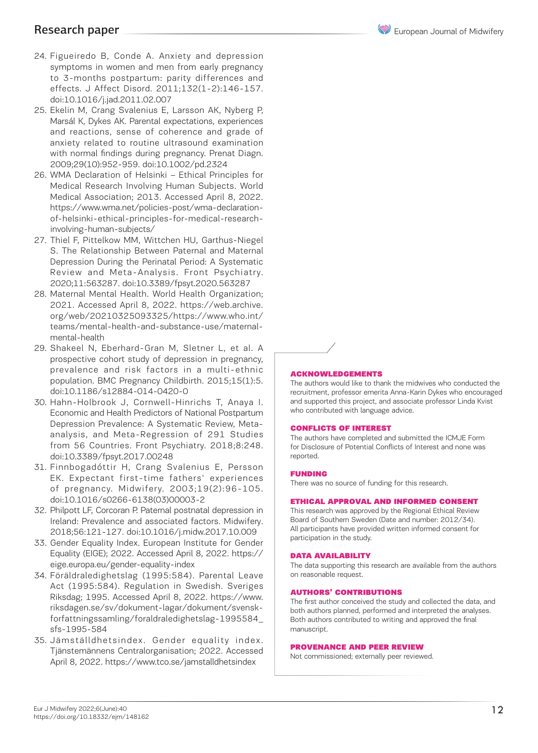24. Figueiredo B, Conde A. Anxiety and depression symptoms in women and men from early pregnancy to 3-months postpartum: parity differences and effects. J Affect Disord. 2011;132(1-2):146-157. doi:10.1016/j.jad.2011.02.007
25. Ekelin M, Crang Svalenius E, Larsson AK, Nyberg P, Marsál K, Dykes AK. Parental expectations, experiences and reactions, sense of coherence and grade of anxiety related to routine ultrasound examination with normal findings during pregnancy. Prenat Diagn. 2009;29(10):952-959. doi:10.1002/pd.2324
26. WMA Declaration of Helsinki – Ethical Principles for Medical Research Involving Human Subjects. World Medical Association; 2013. Accessed April 8, 2022. https://www.wma.net/policies-post/wma-declaration-of-helsinki-ethical-principles-for-medical-research-involving-human-subjects/
27. Thiel F, Pittelkow MM, Wittchen HU, Garthus-Niegel S. The Relationship Between Paternal and Maternal Depression During the Perinatal Period: A Systematic Review and Meta-Analysis. Front Psychiatry. 2020;11:563287. doi:10.3389/fpsyt.2020.563287
28. Maternal Mental Health. World Health Organization; 2021. Accessed April 8, 2022. https://web.archive.org/web/20210325093325/https://www.who.int/teams/mental-health-and-substance-use/maternal-mental-health
29. Shakeel N, Eberhard-Gran M, Sletner L, et al. A prospective cohort study of depression in pregnancy, prevalence and risk factors in a multi-ethnic population. BMC Pregnancy Childbirth. 2015;15(1):5. doi:10.1186/s12884-014-0420-0
30. Hahn-Holbrook J, Cornwell-Hinrichs T, Anaya I. Economic and Health Predictors of National Postpartum Depression Prevalence: A Systematic Review, Meta-analysis, and Meta-Regression of 291 Studies from 56 Countries. Front Psychiatry. 2018;8:248. doi:10.3389/fpsyt.2017.00248
31. Finnbogadóttir H, Crang Svalenius E, Persson EK. Expectant first-time fathers' experiences of pregnancy. Midwifery. 2003;19(2):96-105. doi:10.1016/s0266-6138(03)00003-2
32. Philpott LF, Corcoran P. Paternal postnatal depression in Ireland: Prevalence and associated factors. Midwifery. 2018;56:121-127. doi:10.1016/j.midw.2017.10.009
33. Gender Equality Index. European Institute for Gender Equality (EIGE); 2022. Accessed April 8, 2022. https://eige.europa.eu/gender-equality-index
34. Föräldraledighetslag (1995:584). Parental Leave Act (1995:584). Regulation in Swedish. Sveriges Riksdag; 1995. Accessed April 8, 2022. https://www.riksdagen.se/sv/dokument-lagar/dokument/svensk-forfattningssamling/foraldraledighetslag-1995584_sfs-1995-584
35. Jämställdhetsindex. Gender equality index. Tjänstemännens Centralorganisation; 2022. Accessed April 8, 2022. https://www.tco.se/jamstalldhetsindex

## ACKNOWLEDGEMENTS

The authors would like to thank the midwives who conducted the recruitment, professor emerita Anna-Karin Dykes who encouraged and supported this project, and associate professor Linda Kvist who contributed with language advice.

## CONFLICTS OF INTEREST

The authors have completed and submitted the ICMJE Form for Disclosure of Potential Conflicts of Interest and none was reported.

## FUNDING

There was no source of funding for this research.

## ETHICAL APPROVAL AND INFORMED CONSENT

This research was approved by the Regional Ethical Review Board of Southern Sweden (Date and number: 2012/34). All participants have provided written informed consent for participation in the study.

## DATA AVAILABILITY

The data supporting this research are available from the authors on reasonable request.

## AUTHORS' CONTRIBUTIONS

The first author conceived the study and collected the data, and both authors planned, performed and interpreted the analyses. Both authors contributed to writing and approved the final manuscript.

## PROVENANCE AND PEER REVIEW

Not commissioned; externally peer reviewed.